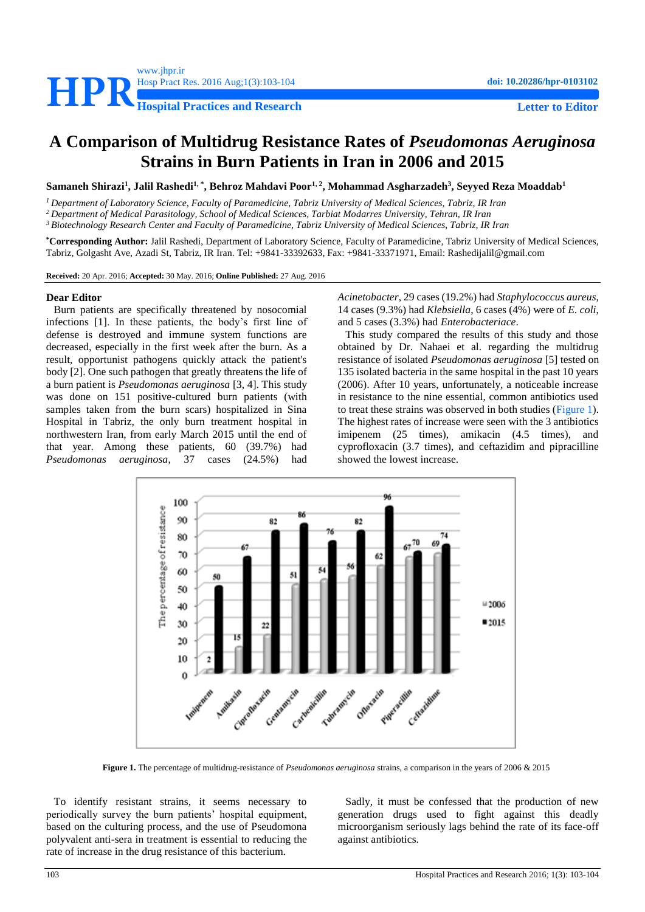# A Comparison of Multidrug Resistance Rates of *Pseudomonas Aeruginosa* Strains in Burn Patients in Iran in 2006 and 2015

**Samaneh Shirazi[1], Jalil Rashedi[1,*], Behroz Mahdavi Poor[1,2], Mohammad Asgharzadeh[3], Seyyed Reza Moaddab[1]**

*[1] Department of Laboratory Science, Faculty of Paramedicine, Tabriz University of Medical Sciences, Tabriz, IR Iran*
*[2] Department of Medical Parasitology, School of Medical Sciences, Tarbiat Modarres University, Tehran, IR Iran*
*[3] Biotechnology Research Center and Faculty of Paramedicine, Tabriz University of Medical Sciences, Tabriz, IR Iran*

**[*]Corresponding Author:** Jalil Rashedi, Department of Laboratory Science, Faculty of Paramedicine, Tabriz University of Medical Sciences, Tabriz, Golgasht Ave, Azadi St, Tabriz, IR Iran. Tel: +9841-33392633, Fax: +9841-33371971, Email: Rashedijalil@gmail.com

**Received:** 20 Apr. 2016; **Accepted:** 30 May. 2016; **Online Published:** 27 Aug. 2016

**Dear Editor**

Burn patients are specifically threatened by nosocomial infections [1]. In these patients, the body's first line of defense is destroyed and immune system functions are decreased, especially in the first week after the burn. As a result, opportunist pathogens quickly attack the patient's body [2]. One such pathogen that greatly threatens the life of a burn patient is *Pseudomonas aeruginosa* [3, 4]. This study was done on 151 positive-cultured burn patients (with samples taken from the burn scars) hospitalized in Sina Hospital in Tabriz, the only burn treatment hospital in northwestern Iran, from early March 2015 until the end of that year. Among these patients, 60 (39.7%) had *Pseudomonas aeruginosa*, 37 cases (24.5%) had *Acinetobacter*, 29 cases (19.2%) had *Staphylococcus aureus*, 14 cases (9.3%) had *Klebsiella*, 6 cases (4%) were of *E. coli*, and 5 cases (3.3%) had *Enterobacteriace*.

This study compared the results of this study and those obtained by Dr. Nahaei et al. regarding the multidrug resistance of isolated *Pseudomonas aeruginosa* [5] tested on 135 isolated bacteria in the same hospital in the past 10 years (2006). After 10 years, unfortunately, a noticeable increase in resistance to the nine essential, common antibiotics used to treat these strains was observed in both studies (Figure 1). The highest rates of increase were seen with the 3 antibiotics imipenem (25 times), amikacin (4.5 times), and cyprofloxacin (3.7 times), and ceftazidim and pipracilline showed the lowest increase.

| Antibiotic | 2006 | 2015 |
|---|---|---|
| Imipenem | 2 | 50 |
| Amikasin | 15 | 67 |
| Ciprofloxacin | 22 | 82 |
| Gentamycin | 51 | 86 |
| Carbenicillin | 54 | 76 |
| Tobramycin | 56 | 82 |
| Ofloxacin | 62 | 96 |
| Piperacillin | 67 | 70 |
| Ceftazidime | 69 | 74 |

**Figure 1.** The percentage of multidrug-resistance of *Pseudomonas aeruginosa* strains, a comparison in the years of 2006 & 2015

To identify resistant strains, it seems necessary to periodically survey the burn patients' hospital equipment, based on the culturing process, and the use of Pseudomona polyvalent anti-sera in treatment is essential to reducing the rate of increase in the drug resistance of this bacterium.

Sadly, it must be confessed that the production of new generation drugs used to fight against this deadly microorganism seriously lags behind the rate of its face-off against antibiotics.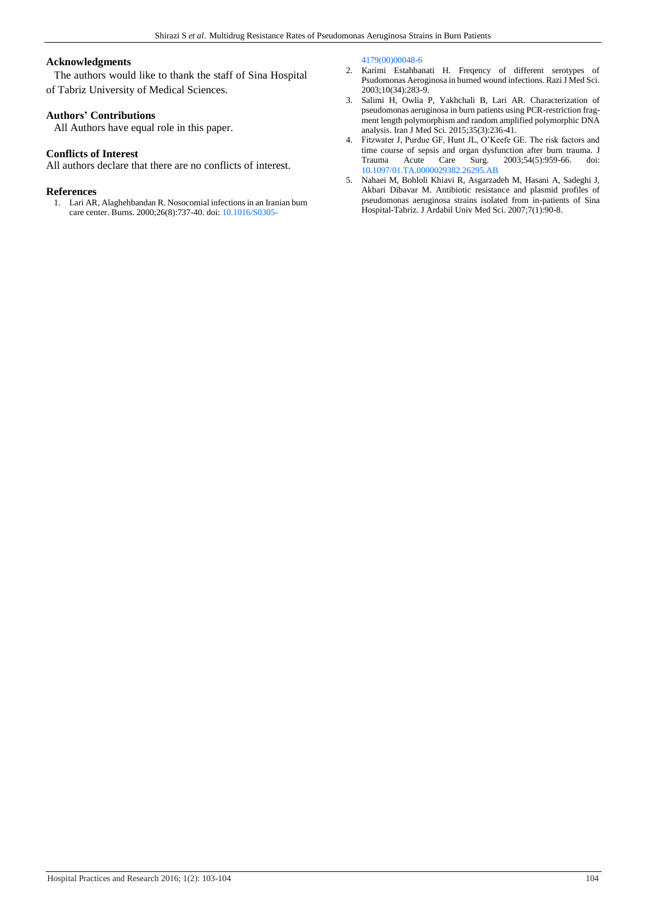## Acknowledgments

The authors would like to thank the staff of Sina Hospital of Tabriz University of Medical Sciences.

## Authors' Contributions

All Authors have equal role in this paper.

## Conflicts of Interest

All authors declare that there are no conflicts of interest.

## References

1. Lari AR, Alaghehbandan R. Nosocomial infections in an Iranian burn care center. Burns. 2000;26(8):737-40. doi: 10.1016/S0305-4179(00)00048-6
2. Karimi Estahbanati H. Freqency of different serotypes of Psudomonas Aeroginosa in burned wound infections. Razi J Med Sci. 2003;10(34):283-9.
3. Salimi H, Owlia P, Yakhchali B, Lari AR. Characterization of pseudomonas aeruginosa in burn patients using PCR-restriction fragment length polymorphism and random amplified polymorphic DNA analysis. Iran J Med Sci. 2015;35(3):236-41.
4. Fitzwater J, Purdue GF, Hunt JL, O'Keefe GE. The risk factors and time course of sepsis and organ dysfunction after burn trauma. J Trauma Acute Care Surg. 2003;54(5):959-66. doi: 10.1097/01.TA.0000029382.26295.AB
5. Nahaei M, Bohloli Khiavi R, Asgarzadeh M, Hasani A, Sadeghi J, Akbari Dibavar M. Antibiotic resistance and plasmid profiles of pseudomonas aeruginosa strains isolated from in-patients of Sina Hospital-Tabriz. J Ardabil Univ Med Sci. 2007;7(1):90-8.